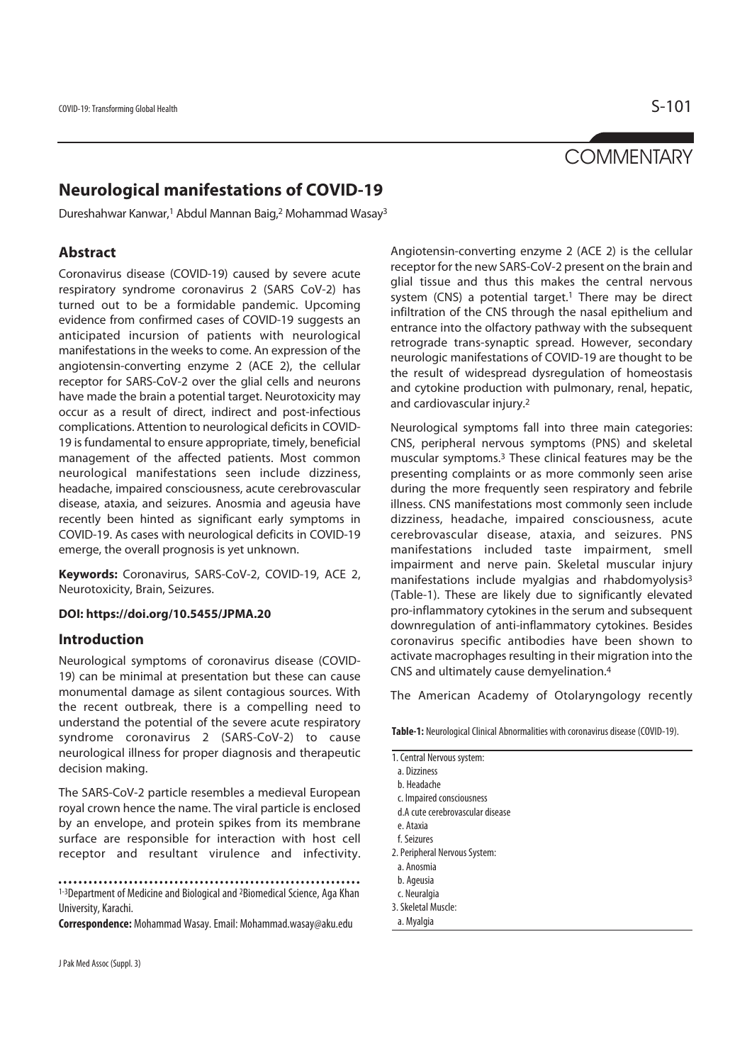COMMENTARY

# Neurological manifestations of COVID-19

Dureshahwar Kanwar,[1] Abdul Mannan Baig,[2] Mohammad Wasay[3]

## Abstract

Coronavirus disease (COVID-19) caused by severe acute respiratory syndrome coronavirus 2 (SARS CoV-2) has turned out to be a formidable pandemic. Upcoming evidence from confirmed cases of COVID-19 suggests an anticipated incursion of patients with neurological manifestations in the weeks to come. An expression of the angiotensin-converting enzyme 2 (ACE 2), the cellular receptor for SARS-CoV-2 over the glial cells and neurons have made the brain a potential target. Neurotoxicity may occur as a result of direct, indirect and post-infectious complications. Attention to neurological deficits in COVID-19 is fundamental to ensure appropriate, timely, beneficial management of the affected patients. Most common neurological manifestations seen include dizziness, headache, impaired consciousness, acute cerebrovascular disease, ataxia, and seizures. Anosmia and ageusia have recently been hinted as significant early symptoms in COVID-19. As cases with neurological deficits in COVID-19 emerge, the overall prognosis is yet unknown.

**Keywords:** Coronavirus, SARS-CoV-2, COVID-19, ACE 2, Neurotoxicity, Brain, Seizures.

**DOI: https://doi.org/10.5455/JPMA.20**

## Introduction

Neurological symptoms of coronavirus disease (COVID-19) can be minimal at presentation but these can cause monumental damage as silent contagious sources. With the recent outbreak, there is a compelling need to understand the potential of the severe acute respiratory syndrome coronavirus 2 (SARS-CoV-2) to cause neurological illness for proper diagnosis and therapeutic decision making.

The SARS-CoV-2 particle resembles a medieval European royal crown hence the name. The viral particle is enclosed by an envelope, and protein spikes from its membrane surface are responsible for interaction with host cell receptor and resultant virulence and infectivity. Angiotensin-converting enzyme 2 (ACE 2) is the cellular receptor for the new SARS-CoV-2 present on the brain and glial tissue and thus this makes the central nervous system (CNS) a potential target.[1] There may be direct infiltration of the CNS through the nasal epithelium and entrance into the olfactory pathway with the subsequent retrograde trans-synaptic spread. However, secondary neurologic manifestations of COVID-19 are thought to be the result of widespread dysregulation of homeostasis and cytokine production with pulmonary, renal, hepatic, and cardiovascular injury.[2]

Neurological symptoms fall into three main categories: CNS, peripheral nervous symptoms (PNS) and skeletal muscular symptoms.[3] These clinical features may be the presenting complaints or as more commonly seen arise during the more frequently seen respiratory and febrile illness. CNS manifestations most commonly seen include dizziness, headache, impaired consciousness, acute cerebrovascular disease, ataxia, and seizures. PNS manifestations included taste impairment, smell impairment and nerve pain. Skeletal muscular injury manifestations include myalgias and rhabdomyolysis[3] (Table-1). These are likely due to significantly elevated pro-inflammatory cytokines in the serum and subsequent downregulation of anti-inflammatory cytokines. Besides coronavirus specific antibodies have been shown to activate macrophages resulting in their migration into the CNS and ultimately cause demyelination.[4]

The American Academy of Otolaryngology recently

**Table-1:** Neurological Clinical Abnormalities with coronavirus disease (COVID-19).

| |
|---|
| 1. Central Nervous system: |
| a. Dizziness |
| b. Headache |
| c. Impaired consciousness |
| d.A cute cerebrovascular disease |
| e. Ataxia |
| f. Seizures |
| 2. Peripheral Nervous System: |
| a. Anosmia |
| b. Ageusia |
| c. Neuralgia |
| 3. Skeletal Muscle: |
| a. Myalgia |

[1-3]Department of Medicine and Biological and [2]Biomedical Science, Aga Khan University, Karachi.

**Correspondence:** Mohammad Wasay. Email: Mohammad.wasay@aku.edu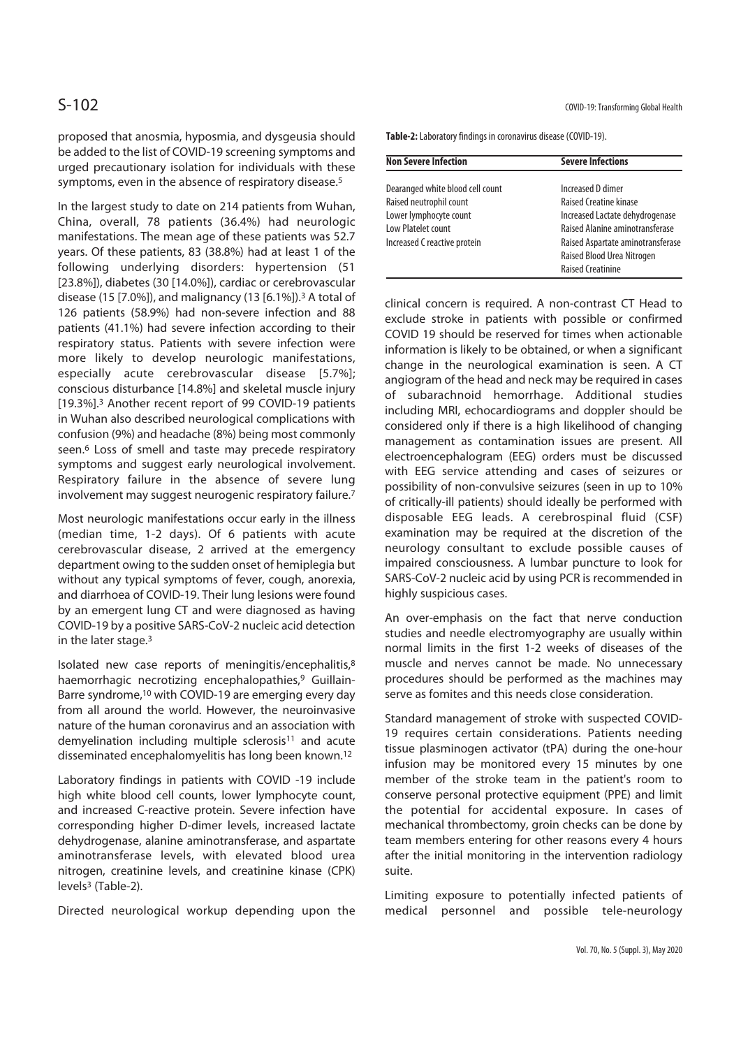proposed that anosmia, hyposmia, and dysgeusia should be added to the list of COVID-19 screening symptoms and urged precautionary isolation for individuals with these symptoms, even in the absence of respiratory disease.[5]

In the largest study to date on 214 patients from Wuhan, China, overall, 78 patients (36.4%) had neurologic manifestations. The mean age of these patients was 52.7 years. Of these patients, 83 (38.8%) had at least 1 of the following underlying disorders: hypertension (51 [23.8%]), diabetes (30 [14.0%]), cardiac or cerebrovascular disease (15 [7.0%]), and malignancy (13 [6.1%]).[3] A total of 126 patients (58.9%) had non-severe infection and 88 patients (41.1%) had severe infection according to their respiratory status. Patients with severe infection were more likely to develop neurologic manifestations, especially acute cerebrovascular disease [5.7%]; conscious disturbance [14.8%] and skeletal muscle injury [19.3%].[3] Another recent report of 99 COVID-19 patients in Wuhan also described neurological complications with confusion (9%) and headache (8%) being most commonly seen.[6] Loss of smell and taste may precede respiratory symptoms and suggest early neurological involvement. Respiratory failure in the absence of severe lung involvement may suggest neurogenic respiratory failure.[7]

Most neurologic manifestations occur early in the illness (median time, 1-2 days). Of 6 patients with acute cerebrovascular disease, 2 arrived at the emergency department owing to the sudden onset of hemiplegia but without any typical symptoms of fever, cough, anorexia, and diarrhoea of COVID-19. Their lung lesions were found by an emergent lung CT and were diagnosed as having COVID-19 by a positive SARS-CoV-2 nucleic acid detection in the later stage.[3]

Isolated new case reports of meningitis/encephalitis,[8] haemorrhagic necrotizing encephalopathies,[9] Guillain-Barre syndrome,[10] with COVID-19 are emerging every day from all around the world. However, the neuroinvasive nature of the human coronavirus and an association with demyelination including multiple sclerosis[11] and acute disseminated encephalomyelitis has long been known.[12]

Laboratory findings in patients with COVID -19 include high white blood cell counts, lower lymphocyte count, and increased C-reactive protein. Severe infection have corresponding higher D-dimer levels, increased lactate dehydrogenase, alanine aminotransferase, and aspartate aminotransferase levels, with elevated blood urea nitrogen, creatinine levels, and creatinine kinase (CPK) levels[3] (Table-2).

**Table-2:** Laboratory findings in coronavirus disease (COVID-19).

| Non Severe Infection | Severe Infections |
|---|---|
| Dearanged white blood cell count | Increased D dimer |
| Raised neutrophil count | Raised Creatine kinase |
| Lower lymphocyte count | Increased Lactate dehydrogenase |
| Low Platelet count | Raised Alanine aminotransferase |
| Increased C reactive protein | Raised Aspartate aminotransferase |
| | Raised Blood Urea Nitrogen |
| | Raised Creatinine |

Directed neurological workup depending upon the clinical concern is required. A non-contrast CT Head to exclude stroke in patients with possible or confirmed COVID 19 should be reserved for times when actionable information is likely to be obtained, or when a significant change in the neurological examination is seen. A CT angiogram of the head and neck may be required in cases of subarachnoid hemorrhage. Additional studies including MRI, echocardiograms and doppler should be considered only if there is a high likelihood of changing management as contamination issues are present. All electroencephalogram (EEG) orders must be discussed with EEG service attending and cases of seizures or possibility of non-convulsive seizures (seen in up to 10% of critically-ill patients) should ideally be performed with disposable EEG leads. A cerebrospinal fluid (CSF) examination may be required at the discretion of the neurology consultant to exclude possible causes of impaired consciousness. A lumbar puncture to look for SARS-CoV-2 nucleic acid by using PCR is recommended in highly suspicious cases.

An over-emphasis on the fact that nerve conduction studies and needle electromyography are usually within normal limits in the first 1-2 weeks of diseases of the muscle and nerves cannot be made. No unnecessary procedures should be performed as the machines may serve as fomites and this needs close consideration.

Standard management of stroke with suspected COVID-19 requires certain considerations. Patients needing tissue plasminogen activator (tPA) during the one-hour infusion may be monitored every 15 minutes by one member of the stroke team in the patient's room to conserve personal protective equipment (PPE) and limit the potential for accidental exposure. In cases of mechanical thrombectomy, groin checks can be done by team members entering for other reasons every 4 hours after the initial monitoring in the intervention radiology suite.

Limiting exposure to potentially infected patients of medical personnel and possible tele-neurology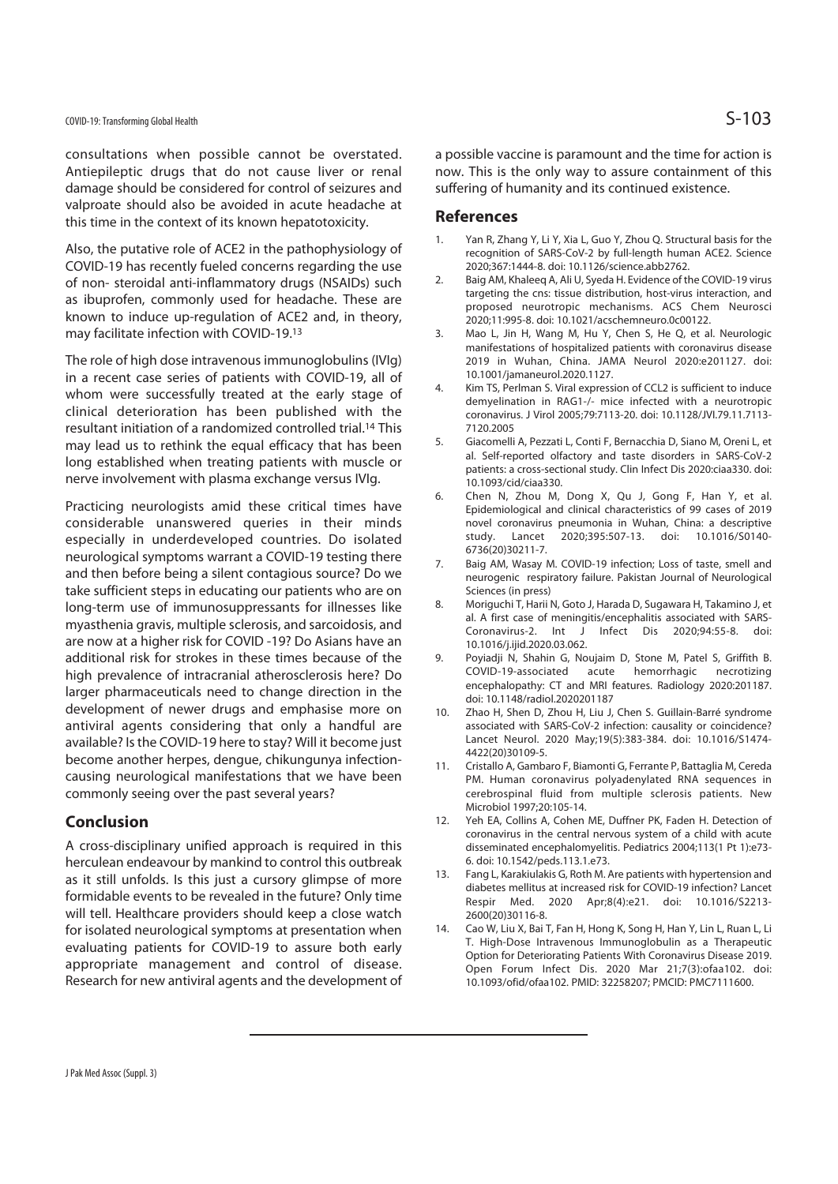consultations when possible cannot be overstated. Antiepileptic drugs that do not cause liver or renal damage should be considered for control of seizures and valproate should also be avoided in acute headache at this time in the context of its known hepatotoxicity.

Also, the putative role of ACE2 in the pathophysiology of COVID-19 has recently fueled concerns regarding the use of non- steroidal anti-inflammatory drugs (NSAIDs) such as ibuprofen, commonly used for headache. These are known to induce up-regulation of ACE2 and, in theory, may facilitate infection with COVID-19.[13]

The role of high dose intravenous immunoglobulins (IVIg) in a recent case series of patients with COVID-19, all of whom were successfully treated at the early stage of clinical deterioration has been published with the resultant initiation of a randomized controlled trial.[14] This may lead us to rethink the equal efficacy that has been long established when treating patients with muscle or nerve involvement with plasma exchange versus IVIg.

Practicing neurologists amid these critical times have considerable unanswered queries in their minds especially in underdeveloped countries. Do isolated neurological symptoms warrant a COVID-19 testing there and then before being a silent contagious source? Do we take sufficient steps in educating our patients who are on long-term use of immunosuppressants for illnesses like myasthenia gravis, multiple sclerosis, and sarcoidosis, and are now at a higher risk for COVID -19? Do Asians have an additional risk for strokes in these times because of the high prevalence of intracranial atherosclerosis here? Do larger pharmaceuticals need to change direction in the development of newer drugs and emphasise more on antiviral agents considering that only a handful are available? Is the COVID-19 here to stay? Will it become just become another herpes, dengue, chikungunya infection-causing neurological manifestations that we have been commonly seeing over the past several years?

## Conclusion

A cross-disciplinary unified approach is required in this herculean endeavour by mankind to control this outbreak as it still unfolds. Is this just a cursory glimpse of more formidable events to be revealed in the future? Only time will tell. Healthcare providers should keep a close watch for isolated neurological symptoms at presentation when evaluating patients for COVID-19 to assure both early appropriate management and control of disease. Research for new antiviral agents and the development of a possible vaccine is paramount and the time for action is now. This is the only way to assure containment of this suffering of humanity and its continued existence.

## References

1. Yan R, Zhang Y, Li Y, Xia L, Guo Y, Zhou Q. Structural basis for the recognition of SARS-CoV-2 by full-length human ACE2. Science 2020;367:1444-8. doi: 10.1126/science.abb2762.
2. Baig AM, Khaleeq A, Ali U, Syeda H. Evidence of the COVID-19 virus targeting the cns: tissue distribution, host-virus interaction, and proposed neurotropic mechanisms. ACS Chem Neurosci 2020;11:995-8. doi: 10.1021/acschemneuro.0c00122.
3. Mao L, Jin H, Wang M, Hu Y, Chen S, He Q, et al. Neurologic manifestations of hospitalized patients with coronavirus disease 2019 in Wuhan, China. JAMA Neurol 2020:e201127. doi: 10.1001/jamaneurol.2020.1127.
4. Kim TS, Perlman S. Viral expression of CCL2 is sufficient to induce demyelination in RAG1-/- mice infected with a neurotropic coronavirus. J Virol 2005;79:7113-20. doi: 10.1128/JVI.79.11.7113-7120.2005
5. Giacomelli A, Pezzati L, Conti F, Bernacchia D, Siano M, Oreni L, et al. Self-reported olfactory and taste disorders in SARS-CoV-2 patients: a cross-sectional study. Clin Infect Dis 2020:ciaa330. doi: 10.1093/cid/ciaa330.
6. Chen N, Zhou M, Dong X, Qu J, Gong F, Han Y, et al. Epidemiological and clinical characteristics of 99 cases of 2019 novel coronavirus pneumonia in Wuhan, China: a descriptive study. Lancet 2020;395:507-13. doi: 10.1016/S0140-6736(20)30211-7.
7. Baig AM, Wasay M. COVID-19 infection; Loss of taste, smell and neurogenic respiratory failure. Pakistan Journal of Neurological Sciences (in press)
8. Moriguchi T, Harii N, Goto J, Harada D, Sugawara H, Takamino J, et al. A first case of meningitis/encephalitis associated with SARS-Coronavirus-2. Int J Infect Dis 2020;94:55-8. doi: 10.1016/j.ijid.2020.03.062.
9. Poyiadji N, Shahin G, Noujaim D, Stone M, Patel S, Griffith B. COVID-19-associated acute hemorrhagic necrotizing encephalopathy: CT and MRI features. Radiology 2020:201187. doi: 10.1148/radiol.2020201187
10. Zhao H, Shen D, Zhou H, Liu J, Chen S. Guillain-Barré syndrome associated with SARS-CoV-2 infection: causality or coincidence? Lancet Neurol. 2020 May;19(5):383-384. doi: 10.1016/S1474-4422(20)30109-5.
11. Cristallo A, Gambaro F, Biamonti G, Ferrante P, Battaglia M, Cereda PM. Human coronavirus polyadenylated RNA sequences in cerebrospinal fluid from multiple sclerosis patients. New Microbiol 1997;20:105-14.
12. Yeh EA, Collins A, Cohen ME, Duffner PK, Faden H. Detection of coronavirus in the central nervous system of a child with acute disseminated encephalomyelitis. Pediatrics 2004;113(1 Pt 1):e73-6. doi: 10.1542/peds.113.1.e73.
13. Fang L, Karakiulakis G, Roth M. Are patients with hypertension and diabetes mellitus at increased risk for COVID-19 infection? Lancet Respir Med. 2020 Apr;8(4):e21. doi: 10.1016/S2213-2600(20)30116-8.
14. Cao W, Liu X, Bai T, Fan H, Hong K, Song H, Han Y, Lin L, Ruan L, Li T. High-Dose Intravenous Immunoglobulin as a Therapeutic Option for Deteriorating Patients With Coronavirus Disease 2019. Open Forum Infect Dis. 2020 Mar 21;7(3):ofaa102. doi: 10.1093/ofid/ofaa102. PMID: 32258207; PMCID: PMC7111600.